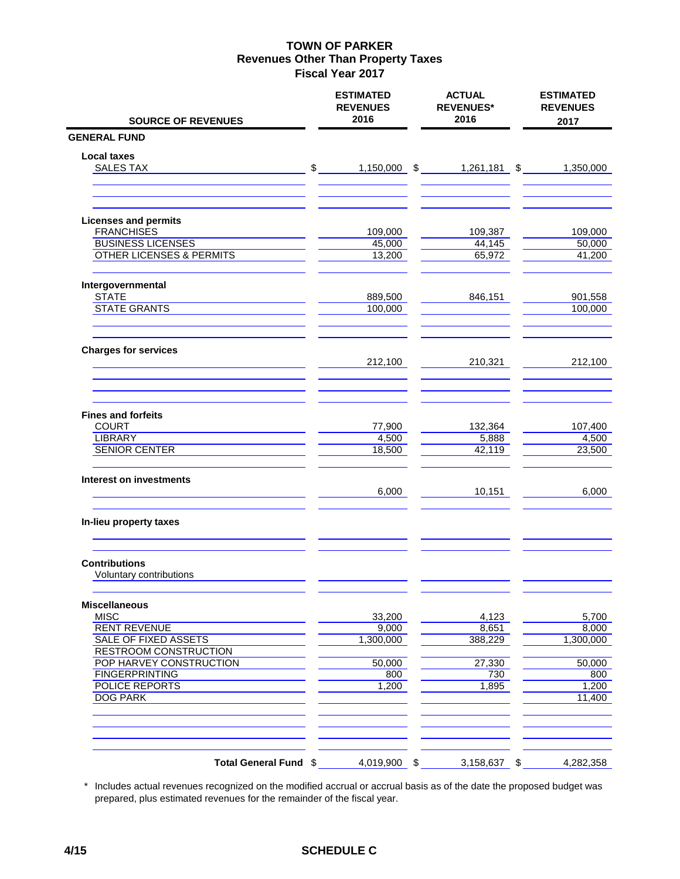# TOWN OF PARKER
## Revenues Other Than Property Taxes
## Fiscal Year 2017

| SOURCE OF REVENUES | ESTIMATED REVENUES 2016 | ACTUAL REVENUES* 2016 | ESTIMATED REVENUES 2017 |
|---|---|---|---|
| **GENERAL FUND** | | | |
| **Local taxes** | | | |
| SALES TAX | $ 1,150,000 | $ 1,261,181 | $ 1,350,000 |
| **Licenses and permits** | | | |
| FRANCHISES | 109,000 | 109,387 | 109,000 |
| BUSINESS LICENSES | 45,000 | 44,145 | 50,000 |
| OTHER LICENSES & PERMITS | 13,200 | 65,972 | 41,200 |
| **Intergovernmental** | | | |
| STATE | 889,500 | 846,151 | 901,558 |
| STATE GRANTS | 100,000 | | 100,000 |
| **Charges for services** | | | |
| | 212,100 | 210,321 | 212,100 |
| **Fines and forfeits** | | | |
| COURT | 77,900 | 132,364 | 107,400 |
| LIBRARY | 4,500 | 5,888 | 4,500 |
| SENIOR CENTER | 18,500 | 42,119 | 23,500 |
| **Interest on investments** | | | |
| | 6,000 | 10,151 | 6,000 |
| **In-lieu property taxes** | | | |
| **Contributions** | | | |
| Voluntary contributions | | | |
| **Miscellaneous** | | | |
| MISC | 33,200 | 4,123 | 5,700 |
| RENT REVENUE | 9,000 | 8,651 | 8,000 |
| SALE OF FIXED ASSETS | 1,300,000 | 388,229 | 1,300,000 |
| RESTROOM CONSTRUCTION | | | |
| POP HARVEY CONSTRUCTION | 50,000 | 27,330 | 50,000 |
| FINGERPRINTING | 800 | 730 | 800 |
| POLICE REPORTS | 1,200 | 1,895 | 1,200 |
| DOG PARK | | | 11,400 |
| **Total General Fund** | $ 4,019,900 | $ 3,158,637 | $ 4,282,358 |

\* Includes actual revenues recognized on the modified accrual or accrual basis as of the date the proposed budget was prepared, plus estimated revenues for the remainder of the fiscal year.

4/15 SCHEDULE C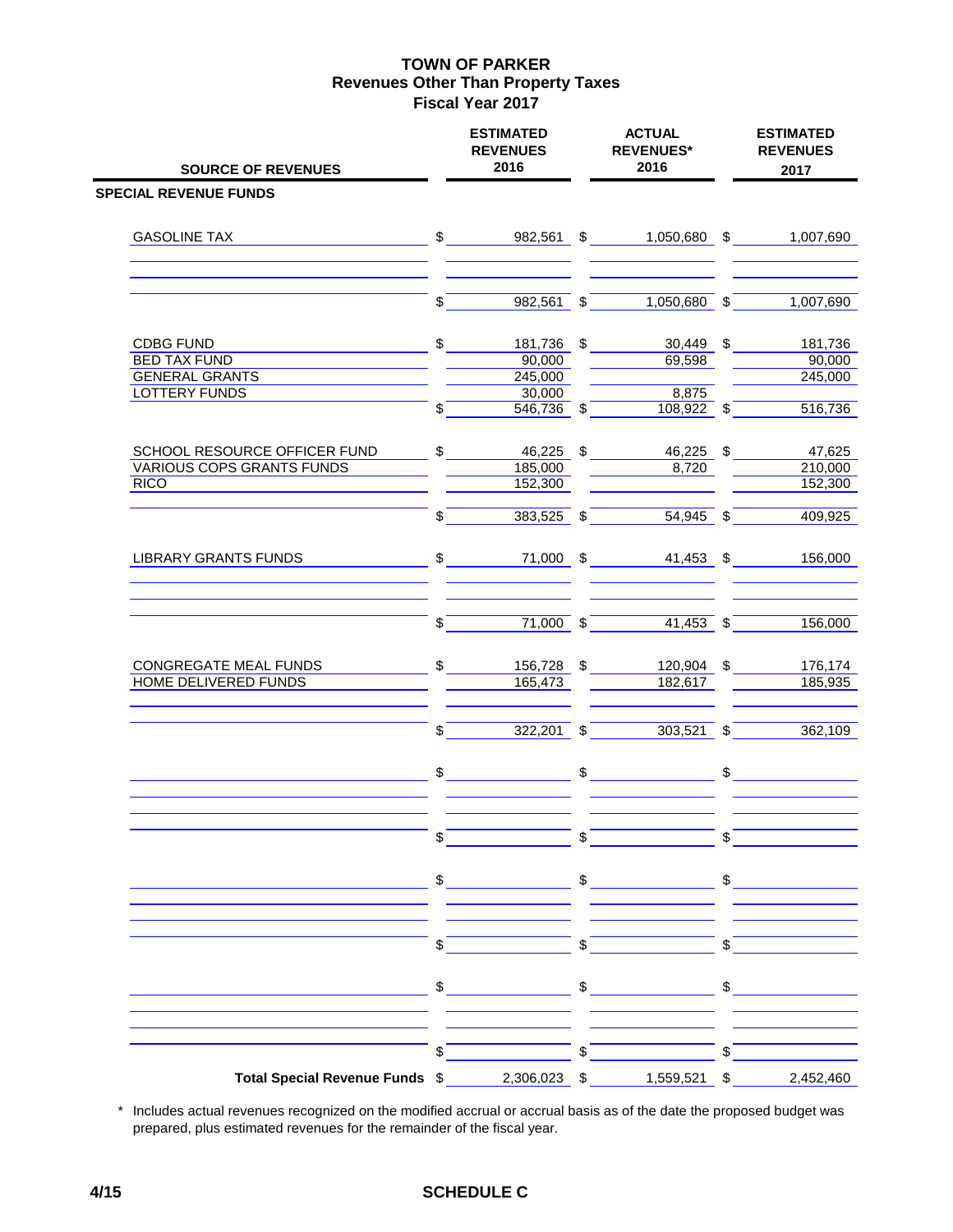# TOWN OF PARKER
## Revenues Other Than Property Taxes
### Fiscal Year 2017

| SOURCE OF REVENUES | ESTIMATED REVENUES 2016 | ACTUAL REVENUES* 2016 | ESTIMATED REVENUES 2017 |
|---|---|---|---|
| **SPECIAL REVENUE FUNDS** | | | |
| GASOLINE TAX | $ 982,561 | $ 1,050,680 | $ 1,007,690 |
| | $ 982,561 | $ 1,050,680 | $ 1,007,690 |
| CDBG FUND | $ 181,736 | $ 30,449 | $ 181,736 |
| BED TAX FUND | 90,000 | 69,598 | 90,000 |
| GENERAL GRANTS | 245,000 | | 245,000 |
| LOTTERY FUNDS | 30,000 | 8,875 | |
| | $ 546,736 | $ 108,922 | $ 516,736 |
| SCHOOL RESOURCE OFFICER FUND | $ 46,225 | $ 46,225 | $ 47,625 |
| VARIOUS COPS GRANTS FUNDS | 185,000 | 8,720 | 210,000 |
| RICO | 152,300 | | 152,300 |
| | $ 383,525 | $ 54,945 | $ 409,925 |
| LIBRARY GRANTS FUNDS | $ 71,000 | $ 41,453 | $ 156,000 |
| | $ 71,000 | $ 41,453 | $ 156,000 |
| CONGREGATE MEAL FUNDS | $ 156,728 | $ 120,904 | $ 176,174 |
| HOME DELIVERED FUNDS | 165,473 | 182,617 | 185,935 |
| | $ 322,201 | $ 303,521 | $ 362,109 |
| **Total Special Revenue Funds** | $ 2,306,023 | $ 1,559,521 | $ 2,452,460 |

\* Includes actual revenues recognized on the modified accrual or accrual basis as of the date the proposed budget was prepared, plus estimated revenues for the remainder of the fiscal year.

4/15 **SCHEDULE C**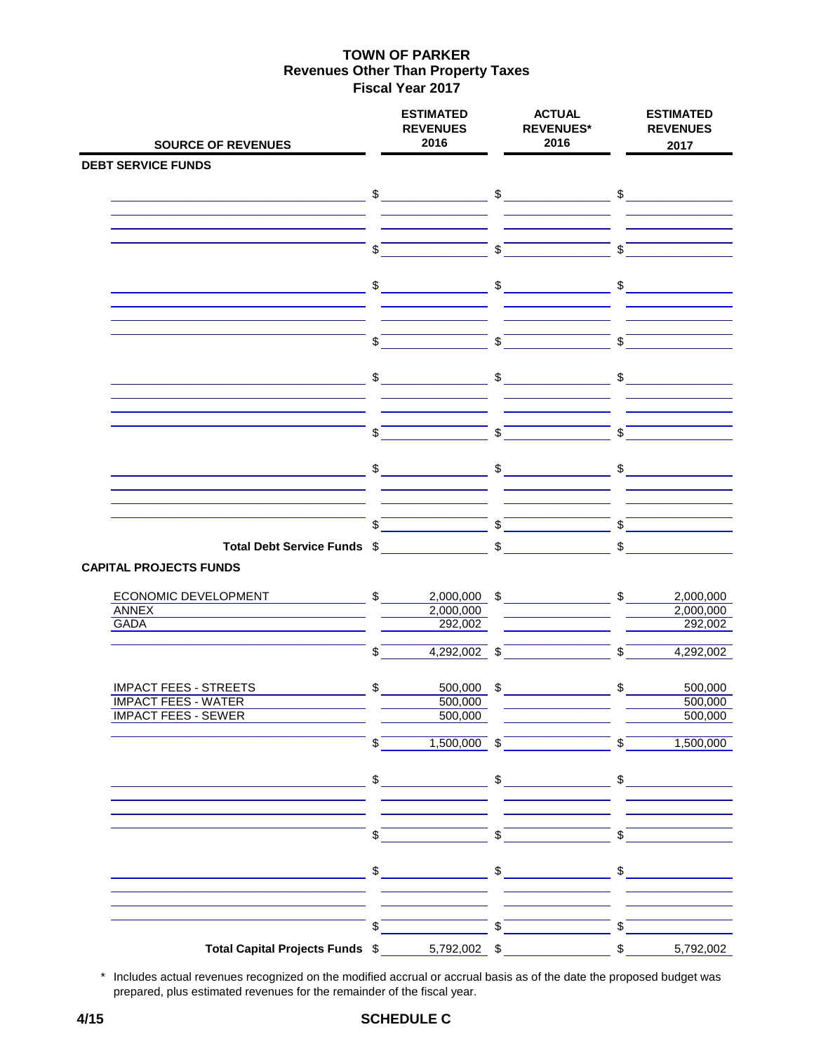# TOWN OF PARKER
## Revenues Other Than Property Taxes
## Fiscal Year 2017

| SOURCE OF REVENUES | ESTIMATED REVENUES 2016 | ACTUAL REVENUES* 2016 | ESTIMATED REVENUES 2017 |
|---|---|---|---|
| **DEBT SERVICE FUNDS** | | | |
| | $ | $ | $ |
| | $ | $ | $ |
| | $ | $ | $ |
| | $ | $ | $ |
| | $ | $ | $ |
| | $ | $ | $ |
| | $ | $ | $ |
| | $ | $ | $ |
| **Total Debt Service Funds** | $ | $ | $ |
| **CAPITAL PROJECTS FUNDS** | | | |
| ECONOMIC DEVELOPMENT | $ 2,000,000 | $ | $ 2,000,000 |
| ANNEX | 2,000,000 | | 2,000,000 |
| GADA | 292,002 | | 292,002 |
| | $ 4,292,002 | $ | $ 4,292,002 |
| IMPACT FEES - STREETS | $ 500,000 | $ | $ 500,000 |
| IMPACT FEES - WATER | 500,000 | | 500,000 |
| IMPACT FEES - SEWER | 500,000 | | 500,000 |
| | $ 1,500,000 | $ | $ 1,500,000 |
| | $ | $ | $ |
| | $ | $ | $ |
| | $ | $ | $ |
| | $ | $ | $ |
| **Total Capital Projects Funds** | $ 5,792,002 | $ | $ 5,792,002 |

\* Includes actual revenues recognized on the modified accrual or accrual basis as of the date the proposed budget was prepared, plus estimated revenues for the remainder of the fiscal year.

4/15 **SCHEDULE C**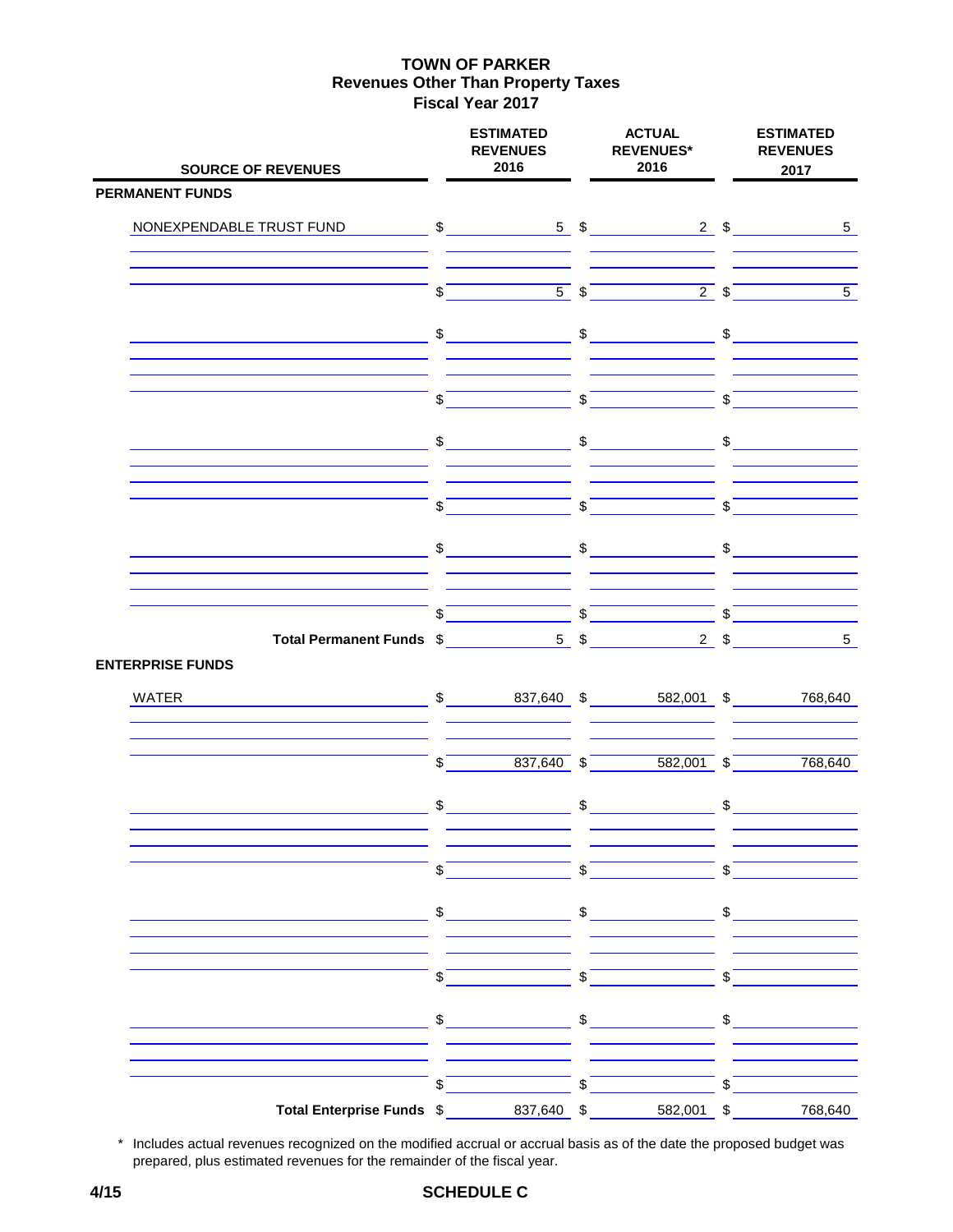# TOWN OF PARKER
## Revenues Other Than Property Taxes
## Fiscal Year 2017

| SOURCE OF REVENUES | ESTIMATED REVENUES 2016 | ACTUAL REVENUES* 2016 | ESTIMATED REVENUES 2017 |
|---|---|---|---|
| **PERMANENT FUNDS** | | | |
| NONEXPENDABLE TRUST FUND | $ 5 | $ 2 | $ 5 |
| | $ 5 | $ 2 | $ 5 |
| | $ | $ | $ |
| | $ | $ | $ |
| | $ | $ | $ |
| | $ | $ | $ |
| | $ | $ | $ |
| | $ | $ | $ |
| **Total Permanent Funds** | $ 5 | $ 2 | $ 5 |
| **ENTERPRISE FUNDS** | | | |
| WATER | $ 837,640 | $ 582,001 | $ 768,640 |
| | $ 837,640 | $ 582,001 | $ 768,640 |
| | $ | $ | $ |
| | $ | $ | $ |
| | $ | $ | $ |
| | $ | $ | $ |
| | $ | $ | $ |
| | $ | $ | $ |
| **Total Enterprise Funds** | $ 837,640 | $ 582,001 | $ 768,640 |

\* Includes actual revenues recognized on the modified accrual or accrual basis as of the date the proposed budget was prepared, plus estimated revenues for the remainder of the fiscal year.

4/15

**SCHEDULE C**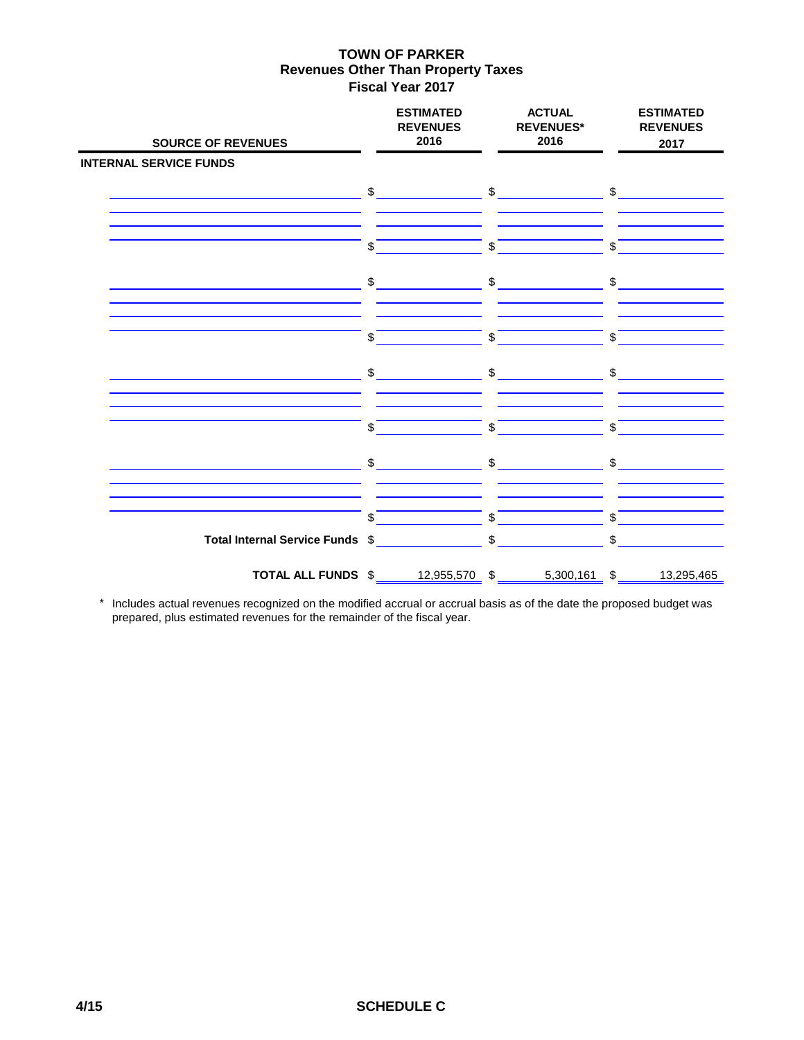# TOWN OF PARKER
## Revenues Other Than Property Taxes
## Fiscal Year 2017

| SOURCE OF REVENUES | ESTIMATED REVENUES 2016 | ACTUAL REVENUES* 2016 | ESTIMATED REVENUES 2017 |
|---|---|---|---|
| **INTERNAL SERVICE FUNDS** | | | |
| | $ | $ | $ |
| | | | |
| | | | |
| | $ | $ | $ |
| | $ | $ | $ |
| | | | |
| | | | |
| | $ | $ | $ |
| | $ | $ | $ |
| | | | |
| | | | |
| | $ | $ | $ |
| | $ | $ | $ |
| | | | |
| | | | |
| | $ | $ | $ |
| **Total Internal Service Funds** | $ | $ | $ |
| **TOTAL ALL FUNDS** | $ 12,955,570 | $ 5,300,161 | $ 13,295,465 |

\* Includes actual revenues recognized on the modified accrual or accrual basis as of the date the proposed budget was prepared, plus estimated revenues for the remainder of the fiscal year.

4/15

SCHEDULE C